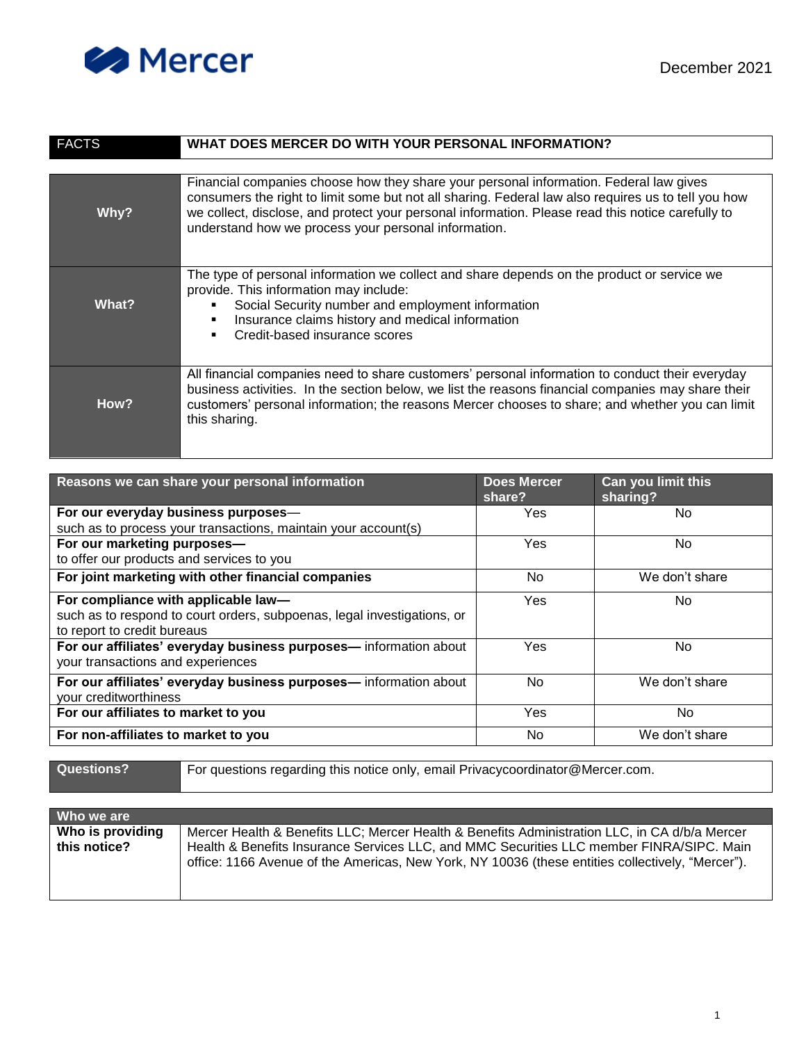Mercer

December 2021

| FACTS | WHAT DOES MERCER DO WITH YOUR PERSONAL INFORMATION? |
|---|---|

| | |
|---|---|
| **Why?** | Financial companies choose how they share your personal information. Federal law gives consumers the right to limit some but not all sharing. Federal law also requires us to tell you how we collect, disclose, and protect your personal information. Please read this notice carefully to understand how we process your personal information. |
| **What?** | The type of personal information we collect and share depends on the product or service we provide. This information may include:<br>▪ Social Security number and employment information<br>▪ Insurance claims history and medical information<br>▪ Credit-based insurance scores |
| **How?** | All financial companies need to share customers' personal information to conduct their everyday business activities. In the section below, we list the reasons financial companies may share their customers' personal information; the reasons Mercer chooses to share; and whether you can limit this sharing. |

| Reasons we can share your personal information | Does Mercer share? | Can you limit this sharing? |
|---|---|---|
| **For our everyday business purposes—**<br>such as to process your transactions, maintain your account(s) | Yes | No |
| **For our marketing purposes—**<br>to offer our products and services to you | Yes | No |
| **For joint marketing with other financial companies** | No | We don't share |
| **For compliance with applicable law—**<br>such as to respond to court orders, subpoenas, legal investigations, or to report to credit bureaus | Yes | No |
| **For our affiliates' everyday business purposes—** information about your transactions and experiences | Yes | No |
| **For our affiliates' everyday business purposes—** information about your creditworthiness | No | We don't share |
| **For our affiliates to market to you** | Yes | No |
| **For non-affiliates to market to you** | No | We don't share |

| | |
|---|---|
| **Questions?** | For questions regarding this notice only, email Privacycoordinator@Mercer.com. |

| Who we are | |
|---|---|
| **Who is providing this notice?** | Mercer Health & Benefits LLC; Mercer Health & Benefits Administration LLC, in CA d/b/a Mercer Health & Benefits Insurance Services LLC, and MMC Securities LLC member FINRA/SIPC. Main office: 1166 Avenue of the Americas, New York, NY 10036 (these entities collectively, "Mercer"). |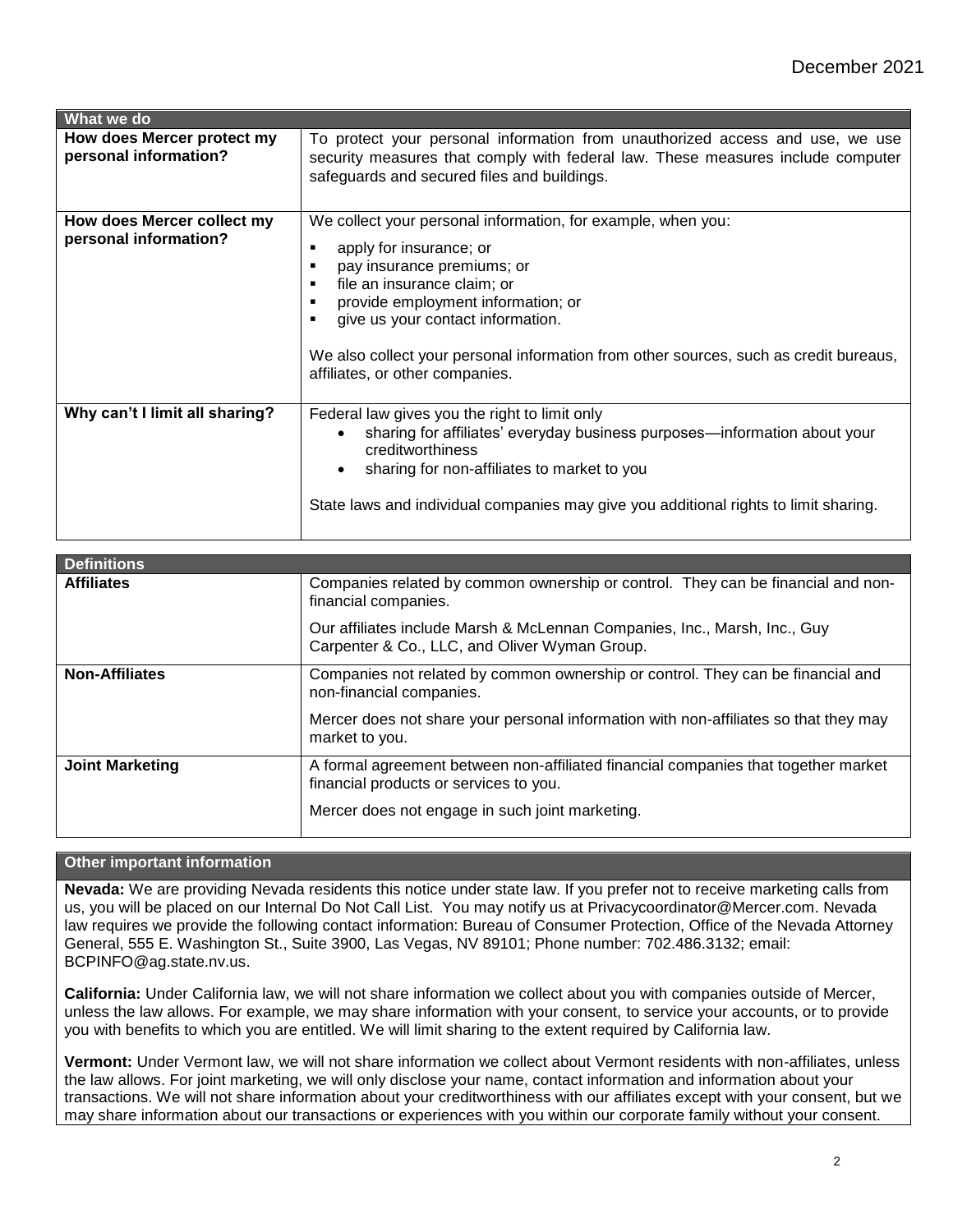December 2021

| What we do | |
|---|---|
| **How does Mercer protect my personal information?** | To protect your personal information from unauthorized access and use, we use security measures that comply with federal law. These measures include computer safeguards and secured files and buildings. |
| **How does Mercer collect my personal information?** | We collect your personal information, for example, when you: <br>▪ apply for insurance; or <br>▪ pay insurance premiums; or <br>▪ file an insurance claim; or <br>▪ provide employment information; or <br>▪ give us your contact information. <br><br>We also collect your personal information from other sources, such as credit bureaus, affiliates, or other companies. |
| **Why can't I limit all sharing?** | Federal law gives you the right to limit only <br>• sharing for affiliates' everyday business purposes—information about your creditworthiness <br>• sharing for non-affiliates to market to you <br><br>State laws and individual companies may give you additional rights to limit sharing. |

| Definitions | |
|---|---|
| **Affiliates** | Companies related by common ownership or control. They can be financial and non-financial companies. <br><br>Our affiliates include Marsh & McLennan Companies, Inc., Marsh, Inc., Guy Carpenter & Co., LLC, and Oliver Wyman Group. |
| **Non-Affiliates** | Companies not related by common ownership or control. They can be financial and non-financial companies. <br><br>Mercer does not share your personal information with non-affiliates so that they may market to you. |
| **Joint Marketing** | A formal agreement between non-affiliated financial companies that together market financial products or services to you. <br><br>Mercer does not engage in such joint marketing. |

## Other important information

**Nevada:** We are providing Nevada residents this notice under state law. If you prefer not to receive marketing calls from us, you will be placed on our Internal Do Not Call List. You may notify us at Privacycoordinator@Mercer.com. Nevada law requires we provide the following contact information: Bureau of Consumer Protection, Office of the Nevada Attorney General, 555 E. Washington St., Suite 3900, Las Vegas, NV 89101; Phone number: 702.486.3132; email: BCPINFO@ag.state.nv.us.

**California:** Under California law, we will not share information we collect about you with companies outside of Mercer, unless the law allows. For example, we may share information with your consent, to service your accounts, or to provide you with benefits to which you are entitled. We will limit sharing to the extent required by California law.

**Vermont:** Under Vermont law, we will not share information we collect about Vermont residents with non-affiliates, unless the law allows. For joint marketing, we will only disclose your name, contact information and information about your transactions. We will not share information about your creditworthiness with our affiliates except with your consent, but we may share information about our transactions or experiences with you within our corporate family without your consent.